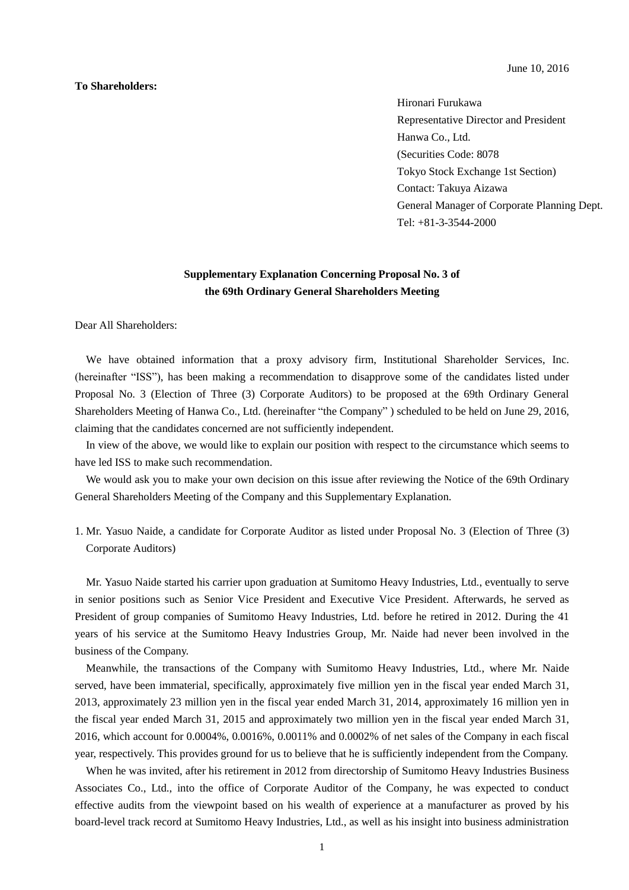June 10, 2016

**To Shareholders:**

Hironari Furukawa
Representative Director and President
Hanwa Co., Ltd.
(Securities Code: 8078
Tokyo Stock Exchange 1st Section)
Contact: Takuya Aizawa
General Manager of Corporate Planning Dept.
Tel: +81-3-3544-2000

**Supplementary Explanation Concerning Proposal No. 3 of the 69th Ordinary General Shareholders Meeting**

Dear All Shareholders:

We have obtained information that a proxy advisory firm, Institutional Shareholder Services, Inc. (hereinafter "ISS"), has been making a recommendation to disapprove some of the candidates listed under Proposal No. 3 (Election of Three (3) Corporate Auditors) to be proposed at the 69th Ordinary General Shareholders Meeting of Hanwa Co., Ltd. (hereinafter "the Company" ) scheduled to be held on June 29, 2016, claiming that the candidates concerned are not sufficiently independent.

In view of the above, we would like to explain our position with respect to the circumstance which seems to have led ISS to make such recommendation.

We would ask you to make your own decision on this issue after reviewing the Notice of the 69th Ordinary General Shareholders Meeting of the Company and this Supplementary Explanation.

1. Mr. Yasuo Naide, a candidate for Corporate Auditor as listed under Proposal No. 3 (Election of Three (3) Corporate Auditors)

Mr. Yasuo Naide started his carrier upon graduation at Sumitomo Heavy Industries, Ltd., eventually to serve in senior positions such as Senior Vice President and Executive Vice President. Afterwards, he served as President of group companies of Sumitomo Heavy Industries, Ltd. before he retired in 2012. During the 41 years of his service at the Sumitomo Heavy Industries Group, Mr. Naide had never been involved in the business of the Company.

Meanwhile, the transactions of the Company with Sumitomo Heavy Industries, Ltd., where Mr. Naide served, have been immaterial, specifically, approximately five million yen in the fiscal year ended March 31, 2013, approximately 23 million yen in the fiscal year ended March 31, 2014, approximately 16 million yen in the fiscal year ended March 31, 2015 and approximately two million yen in the fiscal year ended March 31, 2016, which account for 0.0004%, 0.0016%, 0.0011% and 0.0002% of net sales of the Company in each fiscal year, respectively. This provides ground for us to believe that he is sufficiently independent from the Company.

When he was invited, after his retirement in 2012 from directorship of Sumitomo Heavy Industries Business Associates Co., Ltd., into the office of Corporate Auditor of the Company, he was expected to conduct effective audits from the viewpoint based on his wealth of experience at a manufacturer as proved by his board-level track record at Sumitomo Heavy Industries, Ltd., as well as his insight into business administration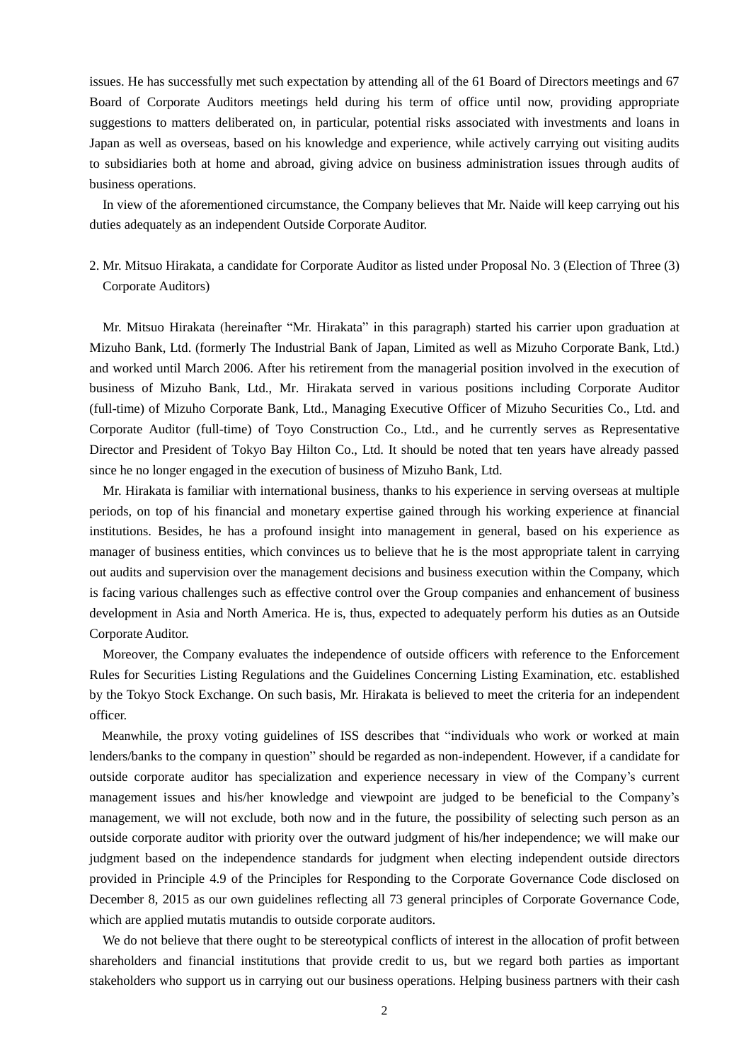issues. He has successfully met such expectation by attending all of the 61 Board of Directors meetings and 67 Board of Corporate Auditors meetings held during his term of office until now, providing appropriate suggestions to matters deliberated on, in particular, potential risks associated with investments and loans in Japan as well as overseas, based on his knowledge and experience, while actively carrying out visiting audits to subsidiaries both at home and abroad, giving advice on business administration issues through audits of business operations.

In view of the aforementioned circumstance, the Company believes that Mr. Naide will keep carrying out his duties adequately as an independent Outside Corporate Auditor.

2. Mr. Mitsuo Hirakata, a candidate for Corporate Auditor as listed under Proposal No. 3 (Election of Three (3) Corporate Auditors)

Mr. Mitsuo Hirakata (hereinafter "Mr. Hirakata" in this paragraph) started his carrier upon graduation at Mizuho Bank, Ltd. (formerly The Industrial Bank of Japan, Limited as well as Mizuho Corporate Bank, Ltd.) and worked until March 2006. After his retirement from the managerial position involved in the execution of business of Mizuho Bank, Ltd., Mr. Hirakata served in various positions including Corporate Auditor (full-time) of Mizuho Corporate Bank, Ltd., Managing Executive Officer of Mizuho Securities Co., Ltd. and Corporate Auditor (full-time) of Toyo Construction Co., Ltd., and he currently serves as Representative Director and President of Tokyo Bay Hilton Co., Ltd. It should be noted that ten years have already passed since he no longer engaged in the execution of business of Mizuho Bank, Ltd.

Mr. Hirakata is familiar with international business, thanks to his experience in serving overseas at multiple periods, on top of his financial and monetary expertise gained through his working experience at financial institutions. Besides, he has a profound insight into management in general, based on his experience as manager of business entities, which convinces us to believe that he is the most appropriate talent in carrying out audits and supervision over the management decisions and business execution within the Company, which is facing various challenges such as effective control over the Group companies and enhancement of business development in Asia and North America. He is, thus, expected to adequately perform his duties as an Outside Corporate Auditor.

Moreover, the Company evaluates the independence of outside officers with reference to the Enforcement Rules for Securities Listing Regulations and the Guidelines Concerning Listing Examination, etc. established by the Tokyo Stock Exchange. On such basis, Mr. Hirakata is believed to meet the criteria for an independent officer.

Meanwhile, the proxy voting guidelines of ISS describes that "individuals who work or worked at main lenders/banks to the company in question" should be regarded as non-independent. However, if a candidate for outside corporate auditor has specialization and experience necessary in view of the Company's current management issues and his/her knowledge and viewpoint are judged to be beneficial to the Company's management, we will not exclude, both now and in the future, the possibility of selecting such person as an outside corporate auditor with priority over the outward judgment of his/her independence; we will make our judgment based on the independence standards for judgment when electing independent outside directors provided in Principle 4.9 of the Principles for Responding to the Corporate Governance Code disclosed on December 8, 2015 as our own guidelines reflecting all 73 general principles of Corporate Governance Code, which are applied mutatis mutandis to outside corporate auditors.

We do not believe that there ought to be stereotypical conflicts of interest in the allocation of profit between shareholders and financial institutions that provide credit to us, but we regard both parties as important stakeholders who support us in carrying out our business operations. Helping business partners with their cash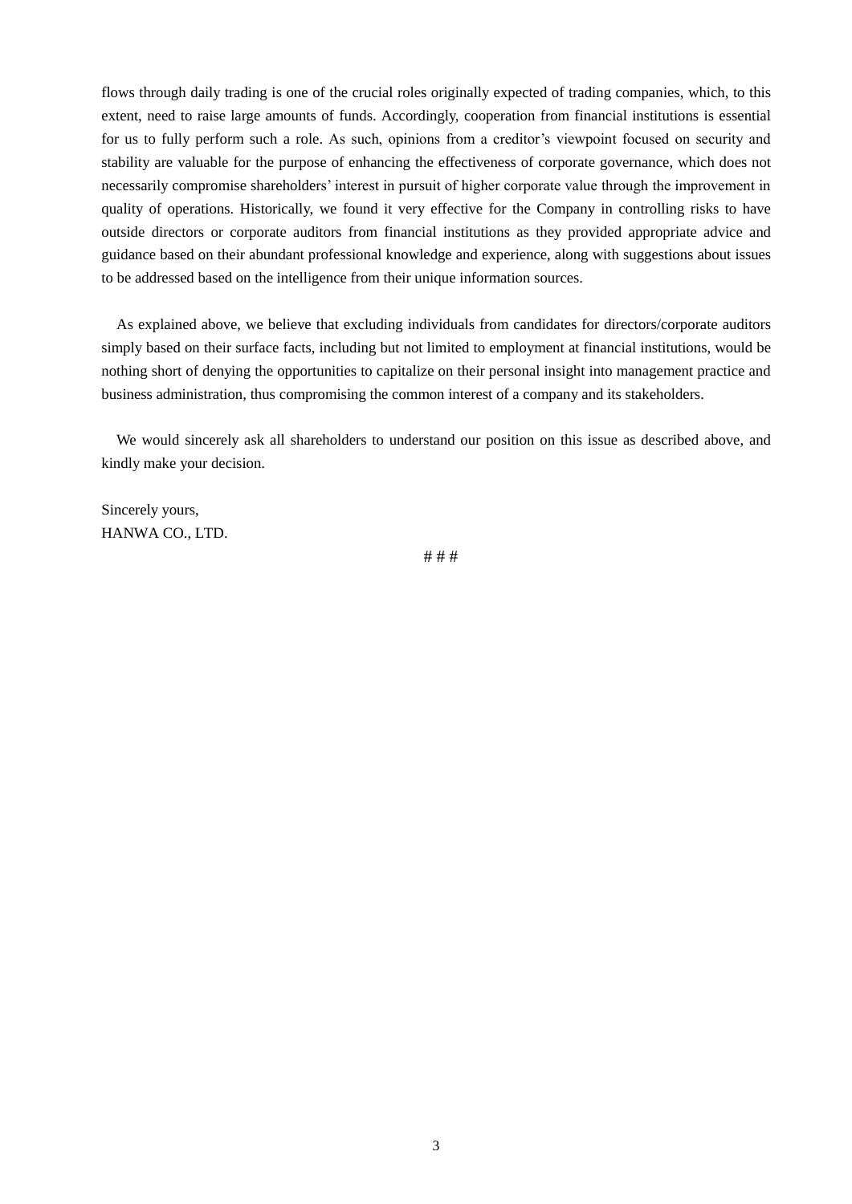flows through daily trading is one of the crucial roles originally expected of trading companies, which, to this extent, need to raise large amounts of funds. Accordingly, cooperation from financial institutions is essential for us to fully perform such a role. As such, opinions from a creditor's viewpoint focused on security and stability are valuable for the purpose of enhancing the effectiveness of corporate governance, which does not necessarily compromise shareholders' interest in pursuit of higher corporate value through the improvement in quality of operations. Historically, we found it very effective for the Company in controlling risks to have outside directors or corporate auditors from financial institutions as they provided appropriate advice and guidance based on their abundant professional knowledge and experience, along with suggestions about issues to be addressed based on the intelligence from their unique information sources.

As explained above, we believe that excluding individuals from candidates for directors/corporate auditors simply based on their surface facts, including but not limited to employment at financial institutions, would be nothing short of denying the opportunities to capitalize on their personal insight into management practice and business administration, thus compromising the common interest of a company and its stakeholders.

We would sincerely ask all shareholders to understand our position on this issue as described above, and kindly make your decision.

Sincerely yours,
HANWA CO., LTD.

# # #